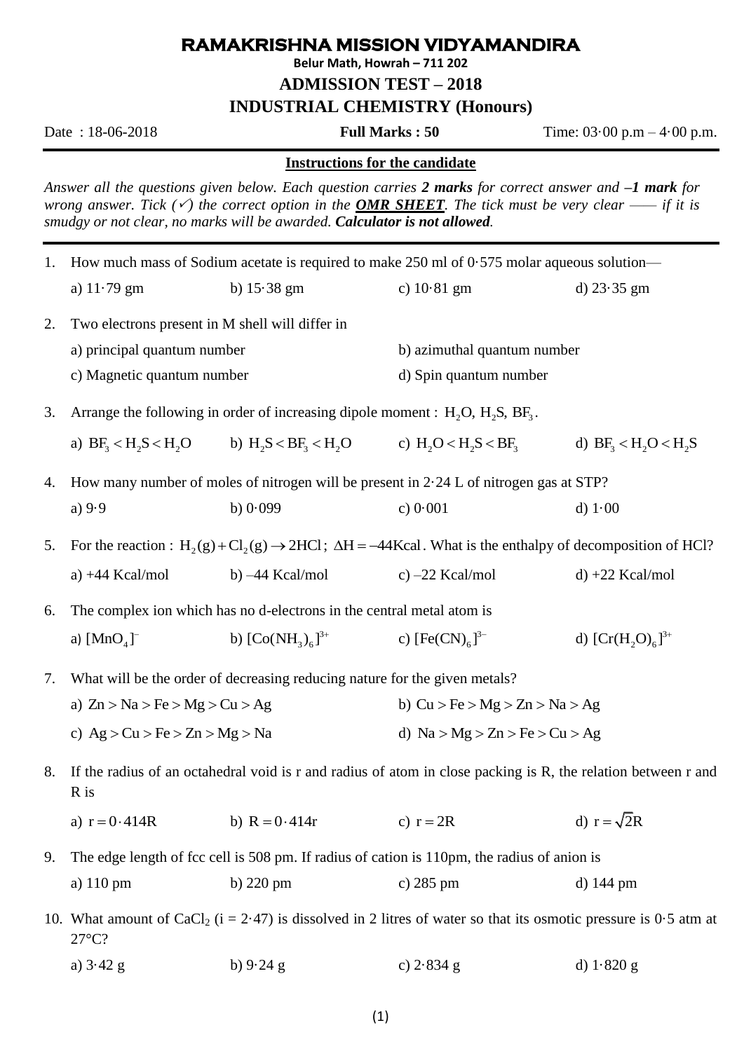# RAMAKRISHNA MISSION VIDYAMANDIRA

**Belur Math, Howrah – 711 202**

## ADMISSION TEST – 2018

## INDUSTRIAL CHEMISTRY (Honours)

Date : 18-06-2018 **Full Marks : 50** Time: 03·00 p.m – 4·00 p.m.

---

**Instructions for the candidate**

*Answer all the questions given below. Each question carries **2 marks** for correct answer and **–1 mark** for wrong answer. Tick (✓) the correct option in the **OMR SHEET**. The tick must be very clear —— if it is smudgy or not clear, no marks will be awarded. **Calculator is not allowed**.*

---

1. How much mass of Sodium acetate is required to make 250 ml of 0·575 molar aqueous solution—
   a) 11·79 gm  b) 15·38 gm  c) 10·81 gm  d) 23·35 gm

2. Two electrons present in M shell will differ in
   a) principal quantum number  b) azimuthal quantum number
   c) Magnetic quantum number  d) Spin quantum number

3. Arrange the following in order of increasing dipole moment : $H_2O$, $H_2S$, $BF_3$.
   a) $BF_3 < H_2S < H_2O$  b) $H_2S < BF_3 < H_2O$  c) $H_2O < H_2S < BF_3$  d) $BF_3 < H_2O < H_2S$

4. How many number of moles of nitrogen will be present in 2·24 L of nitrogen gas at STP?
   a) 9·9  b) 0·099  c) 0·001  d) 1·00

5. For the reaction : $H_2(g) + Cl_2(g) \rightarrow 2HCl$; $\Delta H = -44\text{Kcal}$. What is the enthalpy of decomposition of HCl?
   a) +44 Kcal/mol  b) –44 Kcal/mol  c) –22 Kcal/mol  d) +22 Kcal/mol

6. The complex ion which has no d-electrons in the central metal atom is
   a) $[MnO_4]^-$  b) $[Co(NH_3)_6]^{3+}$  c) $[Fe(CN)_6]^{3-}$  d) $[Cr(H_2O)_6]^{3+}$

7. What will be the order of decreasing reducing nature for the given metals?
   a) $Zn > Na > Fe > Mg > Cu > Ag$  b) $Cu > Fe > Mg > Zn > Na > Ag$
   c) $Ag > Cu > Fe > Zn > Mg > Na$  d) $Na > Mg > Zn > Fe > Cu > Ag$

8. If the radius of an octahedral void is r and radius of atom in close packing is R, the relation between r and R is
   a) $r = 0\cdot414R$  b) $R = 0\cdot414r$  c) $r = 2R$  d) $r = \sqrt{2}R$

9. The edge length of fcc cell is 508 pm. If radius of cation is 110pm, the radius of anion is
   a) 110 pm  b) 220 pm  c) 285 pm  d) 144 pm

10. What amount of $CaCl_2$ (i = 2·47) is dissolved in 2 litres of water so that its osmotic pressure is 0·5 atm at 27°C?
    a) 3·42 g  b) 9·24 g  c) 2·834 g  d) 1·820 g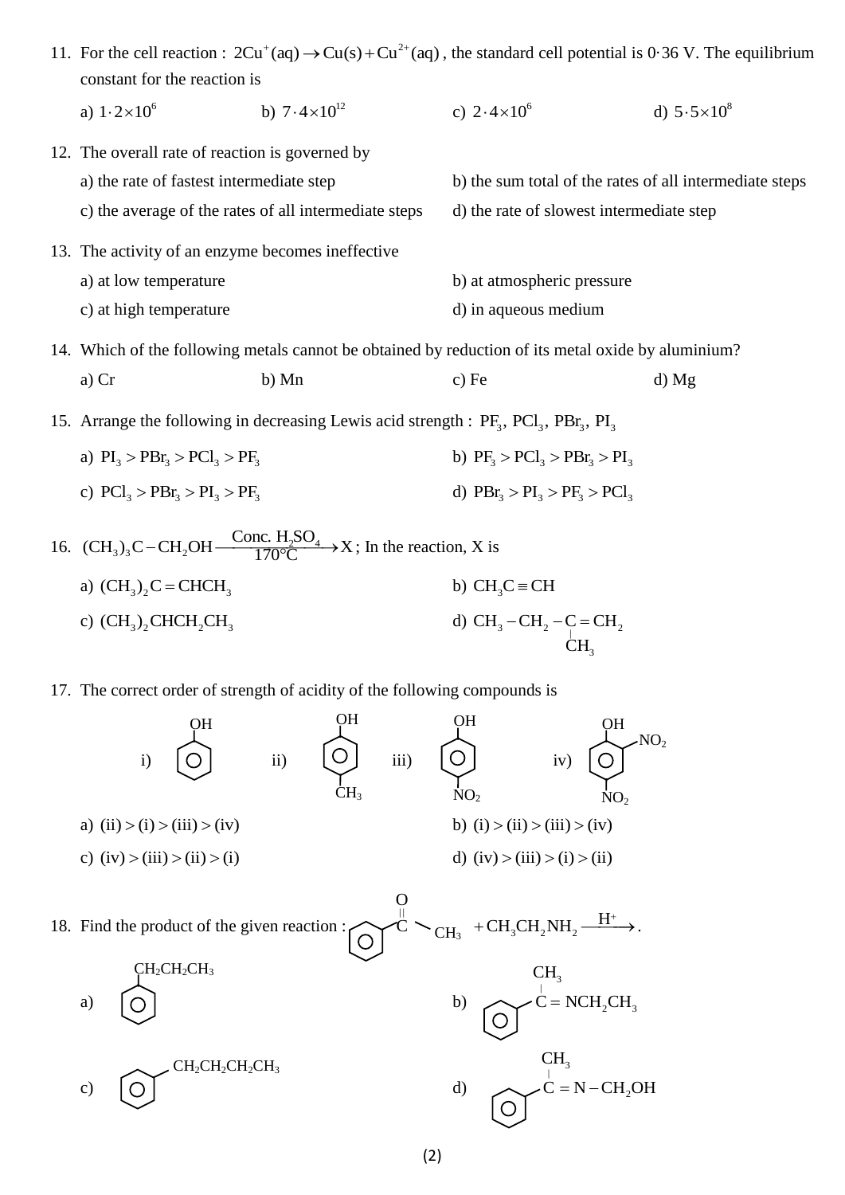11. For the cell reaction : $2Cu^{+}(aq) \rightarrow Cu(s) + Cu^{2+}(aq)$, the standard cell potential is 0·36 V. The equilibrium constant for the reaction is

    a) $1 \cdot 2 \times 10^{6}$
    b) $7 \cdot 4 \times 10^{12}$
    c) $2 \cdot 4 \times 10^{6}$
    d) $5 \cdot 5 \times 10^{8}$

12. The overall rate of reaction is governed by

    a) the rate of fastest intermediate step
    b) the sum total of the rates of all intermediate steps
    c) the average of the rates of all intermediate steps
    d) the rate of slowest intermediate step

13. The activity of an enzyme becomes ineffective

    a) at low temperature
    b) at atmospheric pressure
    c) at high temperature
    d) in aqueous medium

14. Which of the following metals cannot be obtained by reduction of its metal oxide by aluminium?

    a) Cr
    b) Mn
    c) Fe
    d) Mg

15. Arrange the following in decreasing Lewis acid strength : $PF_3$, $PCl_3$, $PBr_3$, $PI_3$

    a) $PI_3 > PBr_3 > PCl_3 > PF_3$
    b) $PF_3 > PCl_3 > PBr_3 > PI_3$
    c) $PCl_3 > PBr_3 > PI_3 > PF_3$
    d) $PBr_3 > PI_3 > PF_3 > PCl_3$

16. $(CH_3)_3C-CH_2OH \xrightarrow[170°C]{\text{Conc. } H_2SO_4} X$ ; In the reaction, X is

    a) $(CH_3)_2C=CHCH_3$
    b) $CH_3C \equiv CH$
    c) $(CH_3)_2CHCH_2CH_3$
    d) $CH_3-CH_2-C(CH_3)=CH_2$

17. The correct order of strength of acidity of the following compounds is

    i) Phenol (benzene ring with OH)
    ii) Benzene ring with OH and $CH_3$ (para)
    iii) Benzene ring with OH and $NO_2$ (para)
    iv) Benzene ring with OH, $NO_2$ (ortho) and $NO_2$ (para)

    a) (ii) > (i) > (iii) > (iv)
    b) (i) > (ii) > (iii) > (iv)
    c) (iv) > (iii) > (ii) > (i)
    d) (iv) > (iii) > (i) > (ii)

18. Find the product of the given reaction : $C_6H_5-CO-CH_3 + CH_3CH_2NH_2 \xrightarrow{H^+}$ .

    a) $C_6H_5-CH_2CH_2CH_3$
    b) $C_6H_5-C(CH_3)=NCH_2CH_3$
    c) $C_6H_5-CH_2CH_2CH_2CH_3$
    d) $C_6H_5-C(CH_3)=N-CH_2OH$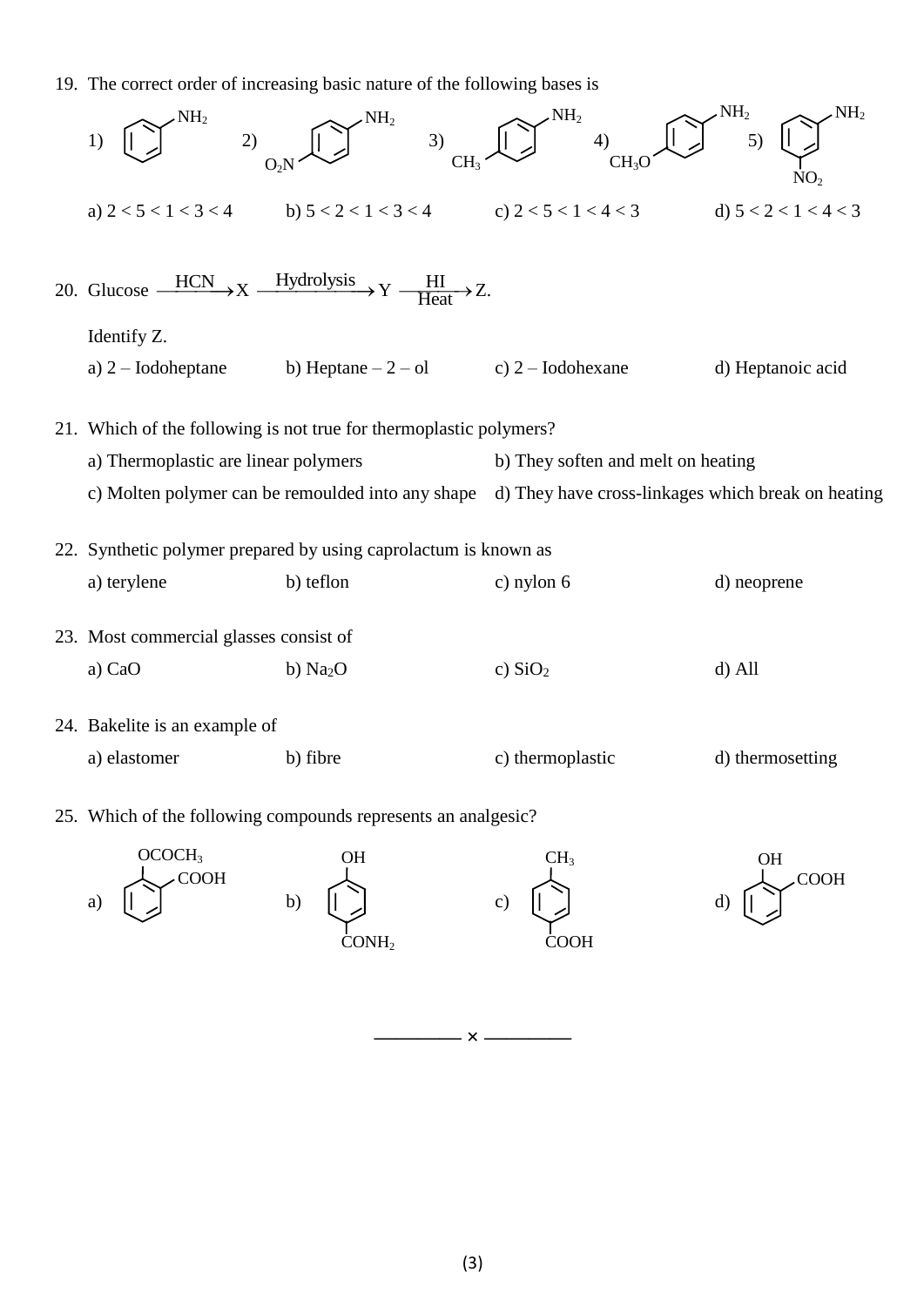19. The correct order of increasing basic nature of the following bases is

1) $C_6H_5NH_2$ (aniline) 2) p-$O_2N$–$C_6H_4$–$NH_2$ 3) p-$CH_3$–$C_6H_4$–$NH_2$ 4) p-$CH_3O$–$C_6H_4$–$NH_2$ 5) m-$NO_2$–$C_6H_4$–$NH_2$

a) 2 < 5 < 1 < 3 < 4 b) 5 < 2 < 1 < 3 < 4 c) 2 < 5 < 1 < 4 < 3 d) 5 < 2 < 1 < 4 < 3

20. Glucose $\xrightarrow{HCN}$ X $\xrightarrow{Hydrolysis}$ Y $\xrightarrow[Heat]{HI}$ Z.

Identify Z.

a) 2 – Iodoheptane b) Heptane – 2 – ol c) 2 – Iodohexane d) Heptanoic acid

21. Which of the following is not true for thermoplastic polymers?

a) Thermoplastic are linear polymers
b) They soften and melt on heating
c) Molten polymer can be remoulded into any shape
d) They have cross-linkages which break on heating

22. Synthetic polymer prepared by using caprolactum is known as

a) terylene b) teflon c) nylon 6 d) neoprene

23. Most commercial glasses consist of

a) CaO b) $Na_2O$ c) $SiO_2$ d) All

24. Bakelite is an example of

a) elastomer b) fibre c) thermoplastic d) thermosetting

25. Which of the following compounds represents an analgesic?

a) o-$OCOCH_3$–$C_6H_4$–COOH b) p-OH–$C_6H_4$–$CONH_2$ c) p-$CH_3$–$C_6H_4$–COOH d) o-OH–$C_6H_4$–COOH

—————— × ——————